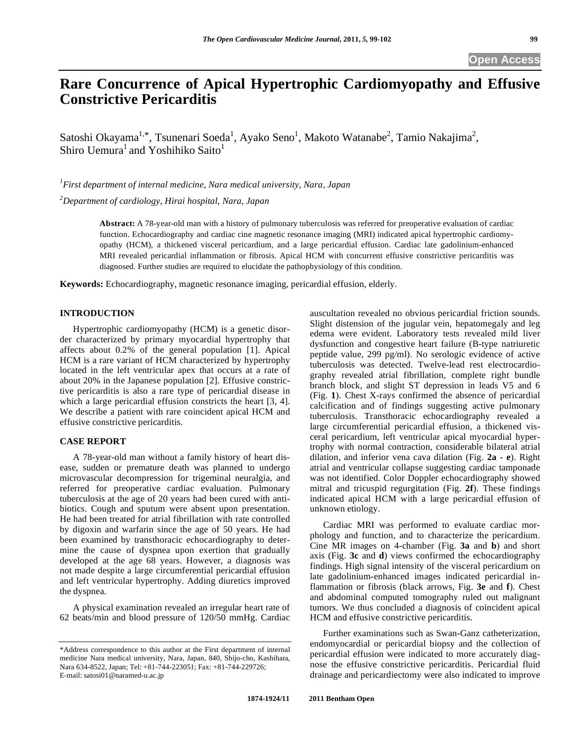# Rare Concurrence of Apical Hypertrophic Cardiomyopathy and Effusive Constrictive Pericarditis

Satoshi Okayama[1,*], Tsunenari Soeda[1], Ayako Seno[1], Makoto Watanabe[2], Tamio Nakajima[2], Shiro Uemura[1] and Yoshihiko Saito[1]

[1]*First department of internal medicine, Nara medical university, Nara, Japan*

[2]*Department of cardiology, Hirai hospital, Nara, Japan*

**Abstract:** A 78-year-old man with a history of pulmonary tuberculosis was referred for preoperative evaluation of cardiac function. Echocardiography and cardiac cine magnetic resonance imaging (MRI) indicated apical hypertrophic cardiomyopathy (HCM), a thickened visceral pericardium, and a large pericardial effusion. Cardiac late gadolinium-enhanced MRI revealed pericardial inflammation or fibrosis. Apical HCM with concurrent effusive constrictive pericarditis was diagnosed. Further studies are required to elucidate the pathophysiology of this condition.

**Keywords:** Echocardiography, magnetic resonance imaging, pericardial effusion, elderly.

## INTRODUCTION

Hypertrophic cardiomyopathy (HCM) is a genetic disorder characterized by primary myocardial hypertrophy that affects about 0.2% of the general population [1]. Apical HCM is a rare variant of HCM characterized by hypertrophy located in the left ventricular apex that occurs at a rate of about 20% in the Japanese population [2]. Effusive constrictive pericarditis is also a rare type of pericardial disease in which a large pericardial effusion constricts the heart [3, 4]. We describe a patient with rare coincident apical HCM and effusive constrictive pericarditis.

## CASE REPORT

A 78-year-old man without a family history of heart disease, sudden or premature death was planned to undergo microvascular decompression for trigeminal neuralgia, and referred for preoperative cardiac evaluation. Pulmonary tuberculosis at the age of 20 years had been cured with antibiotics. Cough and sputum were absent upon presentation. He had been treated for atrial fibrillation with rate controlled by digoxin and warfarin since the age of 50 years. He had been examined by transthoracic echocardiography to determine the cause of dyspnea upon exertion that gradually developed at the age 68 years. However, a diagnosis was not made despite a large circumferential pericardial effusion and left ventricular hypertrophy. Adding diuretics improved the dyspnea.

A physical examination revealed an irregular heart rate of 62 beats/min and blood pressure of 120/50 mmHg. Cardiac auscultation revealed no obvious pericardial friction sounds. Slight distension of the jugular vein, hepatomegaly and leg edema were evident. Laboratory tests revealed mild liver dysfunction and congestive heart failure (B-type natriuretic peptide value, 299 pg/ml). No serologic evidence of active tuberculosis was detected. Twelve-lead rest electrocardiography revealed atrial fibrillation, complete right bundle branch block, and slight ST depression in leads V5 and 6 (Fig. **1**). Chest X-rays confirmed the absence of pericardial calcification and of findings suggesting active pulmonary tuberculosis. Transthoracic echocardiography revealed a large circumferential pericardial effusion, a thickened visceral pericardium, left ventricular apical myocardial hypertrophy with normal contraction, considerable bilateral atrial dilation, and inferior vena cava dilation (Fig. **2a** - **e**). Right atrial and ventricular collapse suggesting cardiac tamponade was not identified. Color Doppler echocardiography showed mitral and tricuspid regurgitation (Fig. **2f**). These findings indicated apical HCM with a large pericardial effusion of unknown etiology.

Cardiac MRI was performed to evaluate cardiac morphology and function, and to characterize the pericardium. Cine MR images on 4-chamber (Fig. **3a** and **b**) and short axis (Fig. **3c** and **d**) views confirmed the echocardiography findings. High signal intensity of the visceral pericardium on late gadolinium-enhanced images indicated pericardial inflammation or fibrosis (black arrows, Fig. **3e** and **f**). Chest and abdominal computed tomography ruled out malignant tumors. We thus concluded a diagnosis of coincident apical HCM and effusive constrictive pericarditis.

Further examinations such as Swan-Ganz catheterization, endomyocardial or pericardial biopsy and the collection of pericardial effusion were indicated to more accurately diagnose the effusive constrictive pericarditis. Pericardial fluid drainage and pericardiectomy were also indicated to improve

*Address correspondence to this author at the First department of internal medicine Nara medical university, Nara, Japan, 840, Shijo-cho, Kashihara, Nara 634-8522, Japan; Tel: +81-744-223051; Fax: +81-744-229726; E-mail: satosi01@naramed-u.ac.jp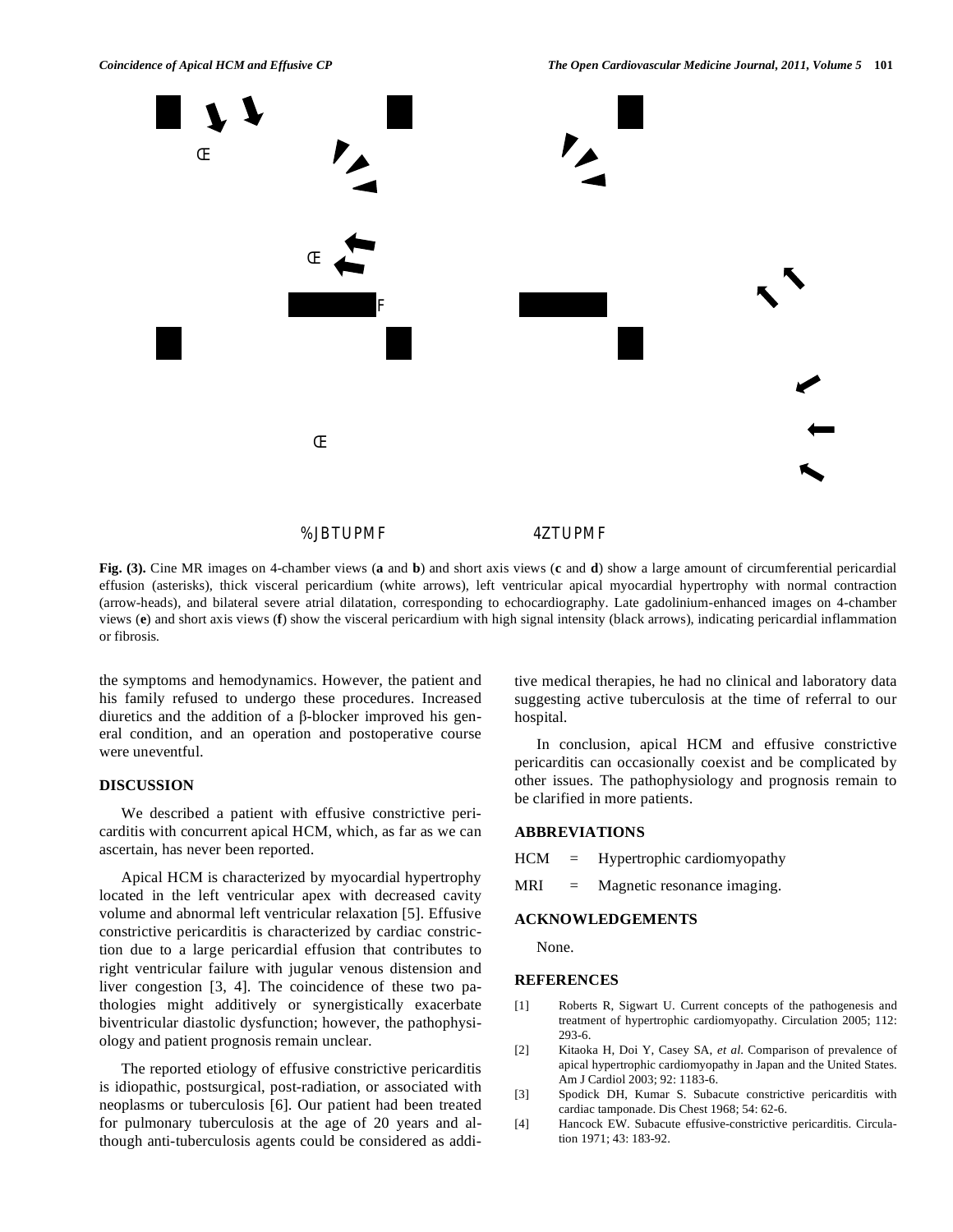**Fig. (3).** Cine MR images on 4-chamber views (**a** and **b**) and short axis views (**c** and **d**) show a large amount of circumferential pericardial effusion (asterisks), thick visceral pericardium (white arrows), left ventricular apical myocardial hypertrophy with normal contraction (arrow-heads), and bilateral severe atrial dilatation, corresponding to echocardiography. Late gadolinium-enhanced images on 4-chamber views (**e**) and short axis views (**f**) show the visceral pericardium with high signal intensity (black arrows), indicating pericardial inflammation or fibrosis.

the symptoms and hemodynamics. However, the patient and his family refused to undergo these procedures. Increased diuretics and the addition of a β-blocker improved his general condition, and an operation and postoperative course were uneventful.

## DISCUSSION

We described a patient with effusive constrictive pericarditis with concurrent apical HCM, which, as far as we can ascertain, has never been reported.

Apical HCM is characterized by myocardial hypertrophy located in the left ventricular apex with decreased cavity volume and abnormal left ventricular relaxation [5]. Effusive constrictive pericarditis is characterized by cardiac constriction due to a large pericardial effusion that contributes to right ventricular failure with jugular venous distension and liver congestion [3, 4]. The coincidence of these two pathologies might additively or synergistically exacerbate biventricular diastolic dysfunction; however, the pathophysiology and patient prognosis remain unclear.

The reported etiology of effusive constrictive pericarditis is idiopathic, postsurgical, post-radiation, or associated with neoplasms or tuberculosis [6]. Our patient had been treated for pulmonary tuberculosis at the age of 20 years and although anti-tuberculosis agents could be considered as additive medical therapies, he had no clinical and laboratory data suggesting active tuberculosis at the time of referral to our hospital.

In conclusion, apical HCM and effusive constrictive pericarditis can occasionally coexist and be complicated by other issues. The pathophysiology and prognosis remain to be clarified in more patients.

## ABBREVIATIONS

HCM = Hypertrophic cardiomyopathy

MRI = Magnetic resonance imaging.

## ACKNOWLEDGEMENTS

None.

## REFERENCES

[1] Roberts R, Sigwart U. Current concepts of the pathogenesis and treatment of hypertrophic cardiomyopathy. Circulation 2005; 112: 293-6.

[2] Kitaoka H, Doi Y, Casey SA, *et al*. Comparison of prevalence of apical hypertrophic cardiomyopathy in Japan and the United States. Am J Cardiol 2003; 92: 1183-6.

[3] Spodick DH, Kumar S. Subacute constrictive pericarditis with cardiac tamponade. Dis Chest 1968; 54: 62-6.

[4] Hancock EW. Subacute effusive-constrictive pericarditis. Circulation 1971; 43: 183-92.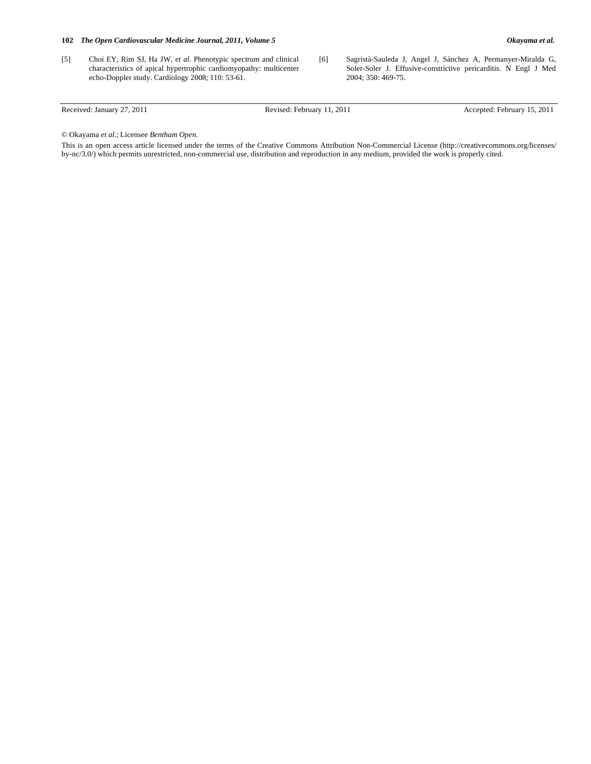[5] Choi EY, Rim SJ, Ha JW, *et al*. Phenotypic spectrum and clinical characteristics of apical hypertrophic cardiomyopathy: multicenter echo-Doppler study. Cardiology 2008; 110: 53-61.

[6] Sagristà-Sauleda J, Angel J, Sánchez A, Permanyer-Miralda G, Soler-Soler J. Effusive-constrictive pericarditis. N Engl J Med 2004; 350: 469-75.

---

Received: January 27, 2011 Revised: February 11, 2011 Accepted: February 15, 2011

© Okayama *et al.*; Licensee *Bentham Open*.

This is an open access article licensed under the terms of the Creative Commons Attribution Non-Commercial License (http://creativecommons.org/licenses/by-nc/3.0/) which permits unrestricted, non-commercial use, distribution and reproduction in any medium, provided the work is properly cited.